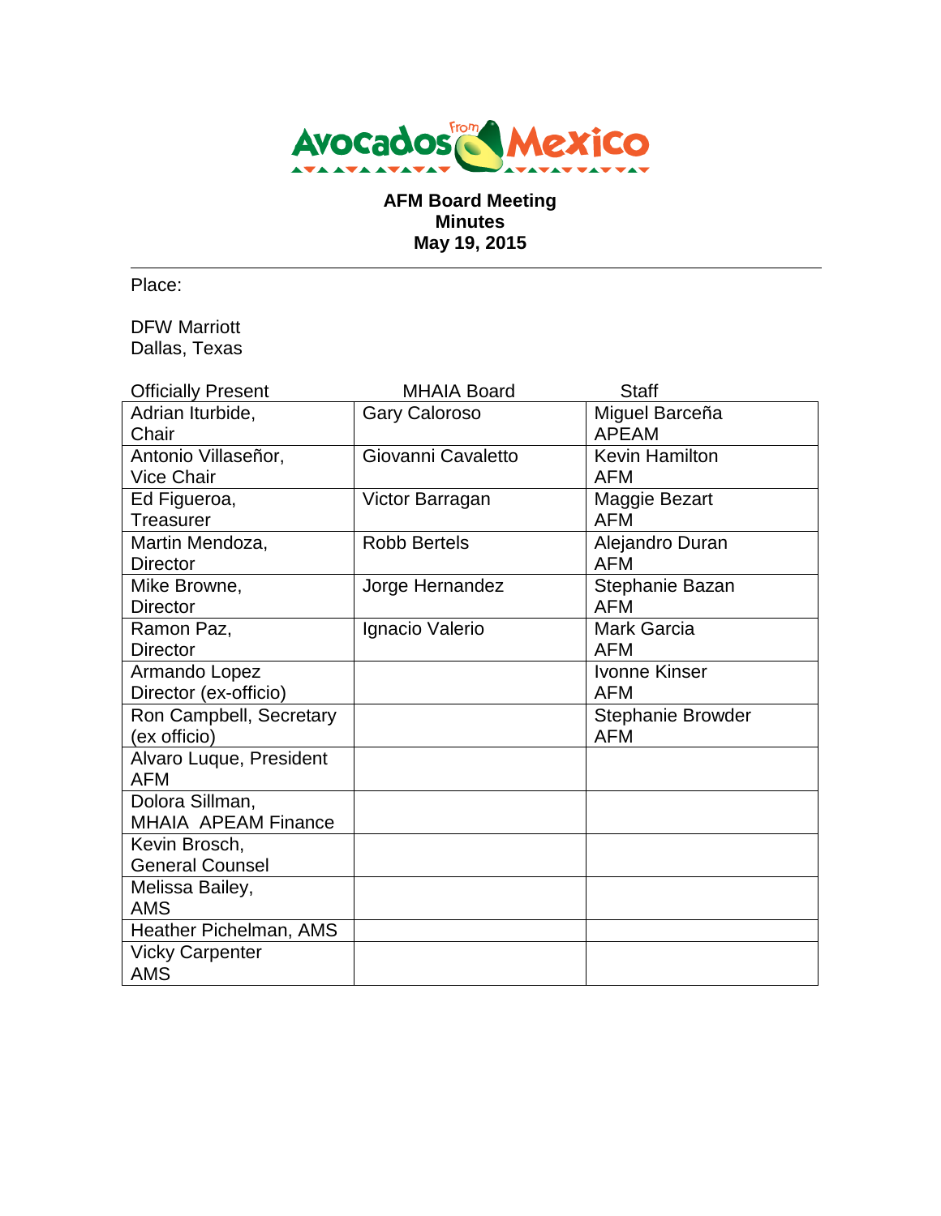**AFM Board Meeting**
**Minutes**
**May 19, 2015**

---

Place:

DFW Marriott
Dallas, Texas

| Officially Present | MHAIA Board | Staff |
|---|---|---|
| Adrian Iturbide, Chair | Gary Caloroso | Miguel Barceña APEAM |
| Antonio Villaseñor, Vice Chair | Giovanni Cavaletto | Kevin Hamilton AFM |
| Ed Figueroa, Treasurer | Victor Barragan | Maggie Bezart AFM |
| Martin Mendoza, Director | Robb Bertels | Alejandro Duran AFM |
| Mike Browne, Director | Jorge Hernandez | Stephanie Bazan AFM |
| Ramon Paz, Director | Ignacio Valerio | Mark Garcia AFM |
| Armando Lopez Director (ex-officio) | | Ivonne Kinser AFM |
| Ron Campbell, Secretary (ex officio) | | Stephanie Browder AFM |
| Alvaro Luque, President AFM | | |
| Dolora Sillman, MHAIA APEAM Finance | | |
| Kevin Brosch, General Counsel | | |
| Melissa Bailey, AMS | | |
| Heather Pichelman, AMS | | |
| Vicky Carpenter AMS | | |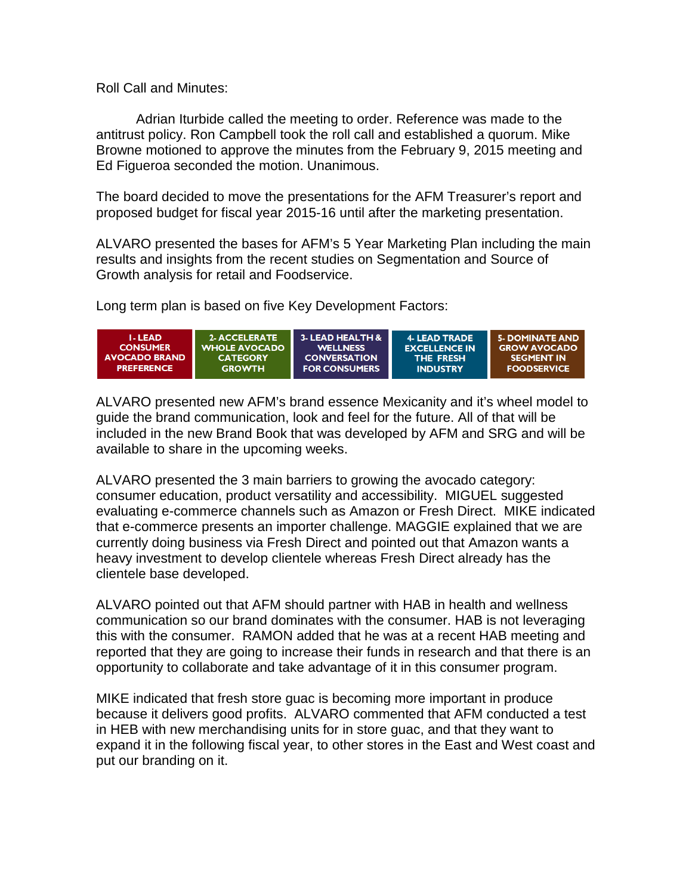Roll Call and Minutes:

Adrian Iturbide called the meeting to order. Reference was made to the antitrust policy. Ron Campbell took the roll call and established a quorum. Mike Browne motioned to approve the minutes from the February 9, 2015 meeting and Ed Figueroa seconded the motion. Unanimous.

The board decided to move the presentations for the AFM Treasurer's report and proposed budget for fiscal year 2015-16 until after the marketing presentation.

ALVARO presented the bases for AFM's 5 Year Marketing Plan including the main results and insights from the recent studies on Segmentation and Source of Growth analysis for retail and Foodservice.

Long term plan is based on five Key Development Factors:

| 1- LEAD CONSUMER AVOCADO BRAND PREFERENCE | 2- ACCELERATE WHOLE AVOCADO CATEGORY GROWTH | 3- LEAD HEALTH & WELLNESS CONVERSATION FOR CONSUMERS | 4- LEAD TRADE EXCELLENCE IN THE FRESH INDUSTRY | 5- DOMINATE AND GROW AVOCADO SEGMENT IN FOODSERVICE |
|---|---|---|---|---|

ALVARO presented new AFM's brand essence Mexicanity and it's wheel model to guide the brand communication, look and feel for the future. All of that will be included in the new Brand Book that was developed by AFM and SRG and will be available to share in the upcoming weeks.

ALVARO presented the 3 main barriers to growing the avocado category: consumer education, product versatility and accessibility. MIGUEL suggested evaluating e-commerce channels such as Amazon or Fresh Direct. MIKE indicated that e-commerce presents an importer challenge. MAGGIE explained that we are currently doing business via Fresh Direct and pointed out that Amazon wants a heavy investment to develop clientele whereas Fresh Direct already has the clientele base developed.

ALVARO pointed out that AFM should partner with HAB in health and wellness communication so our brand dominates with the consumer. HAB is not leveraging this with the consumer. RAMON added that he was at a recent HAB meeting and reported that they are going to increase their funds in research and that there is an opportunity to collaborate and take advantage of it in this consumer program.

MIKE indicated that fresh store guac is becoming more important in produce because it delivers good profits. ALVARO commented that AFM conducted a test in HEB with new merchandising units for in store guac, and that they want to expand it in the following fiscal year, to other stores in the East and West coast and put our branding on it.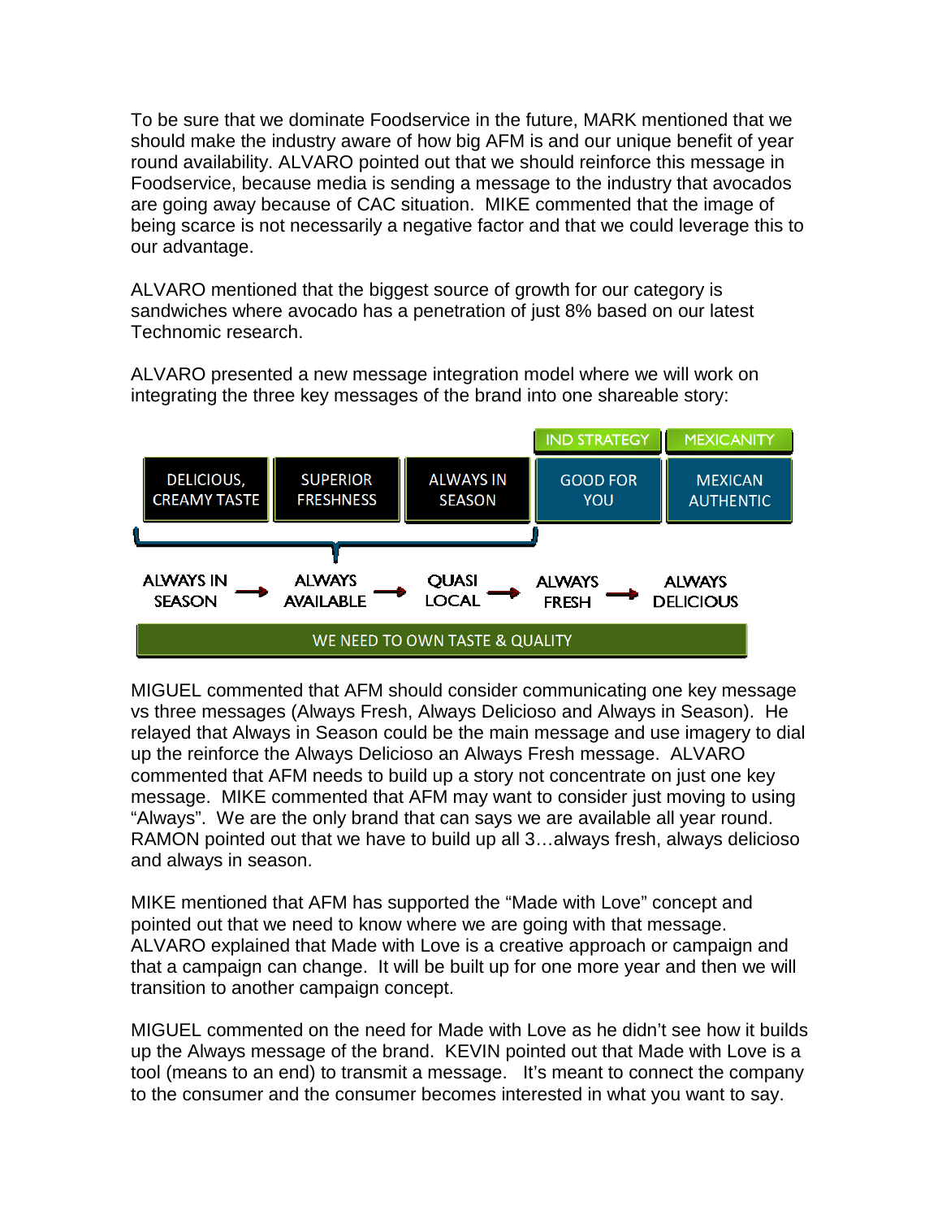To be sure that we dominate Foodservice in the future, MARK mentioned that we should make the industry aware of how big AFM is and our unique benefit of year round availability. ALVARO pointed out that we should reinforce this message in Foodservice, because media is sending a message to the industry that avocados are going away because of CAC situation. MIKE commented that the image of being scarce is not necessarily a negative factor and that we could leverage this to our advantage.

ALVARO mentioned that the biggest source of growth for our category is sandwiches where avocado has a penetration of just 8% based on our latest Technomic research.

ALVARO presented a new message integration model where we will work on integrating the three key messages of the brand into one shareable story:

| | | | IND STRATEGY | MEXICANITY |
|---|---|---|---|---|
| DELICIOUS, CREAMY TASTE | SUPERIOR FRESHNESS | ALWAYS IN SEASON | GOOD FOR YOU | MEXICAN AUTHENTIC |

ALWAYS IN SEASON → ALWAYS AVAILABLE → QUASI LOCAL → ALWAYS FRESH → ALWAYS DELICIOUS

WE NEED TO OWN TASTE & QUALITY

MIGUEL commented that AFM should consider communicating one key message vs three messages (Always Fresh, Always Delicioso and Always in Season). He relayed that Always in Season could be the main message and use imagery to dial up the reinforce the Always Delicioso an Always Fresh message. ALVARO commented that AFM needs to build up a story not concentrate on just one key message. MIKE commented that AFM may want to consider just moving to using "Always". We are the only brand that can says we are available all year round. RAMON pointed out that we have to build up all 3…always fresh, always delicioso and always in season.

MIKE mentioned that AFM has supported the "Made with Love" concept and pointed out that we need to know where we are going with that message. ALVARO explained that Made with Love is a creative approach or campaign and that a campaign can change. It will be built up for one more year and then we will transition to another campaign concept.

MIGUEL commented on the need for Made with Love as he didn't see how it builds up the Always message of the brand. KEVIN pointed out that Made with Love is a tool (means to an end) to transmit a message. It's meant to connect the company to the consumer and the consumer becomes interested in what you want to say.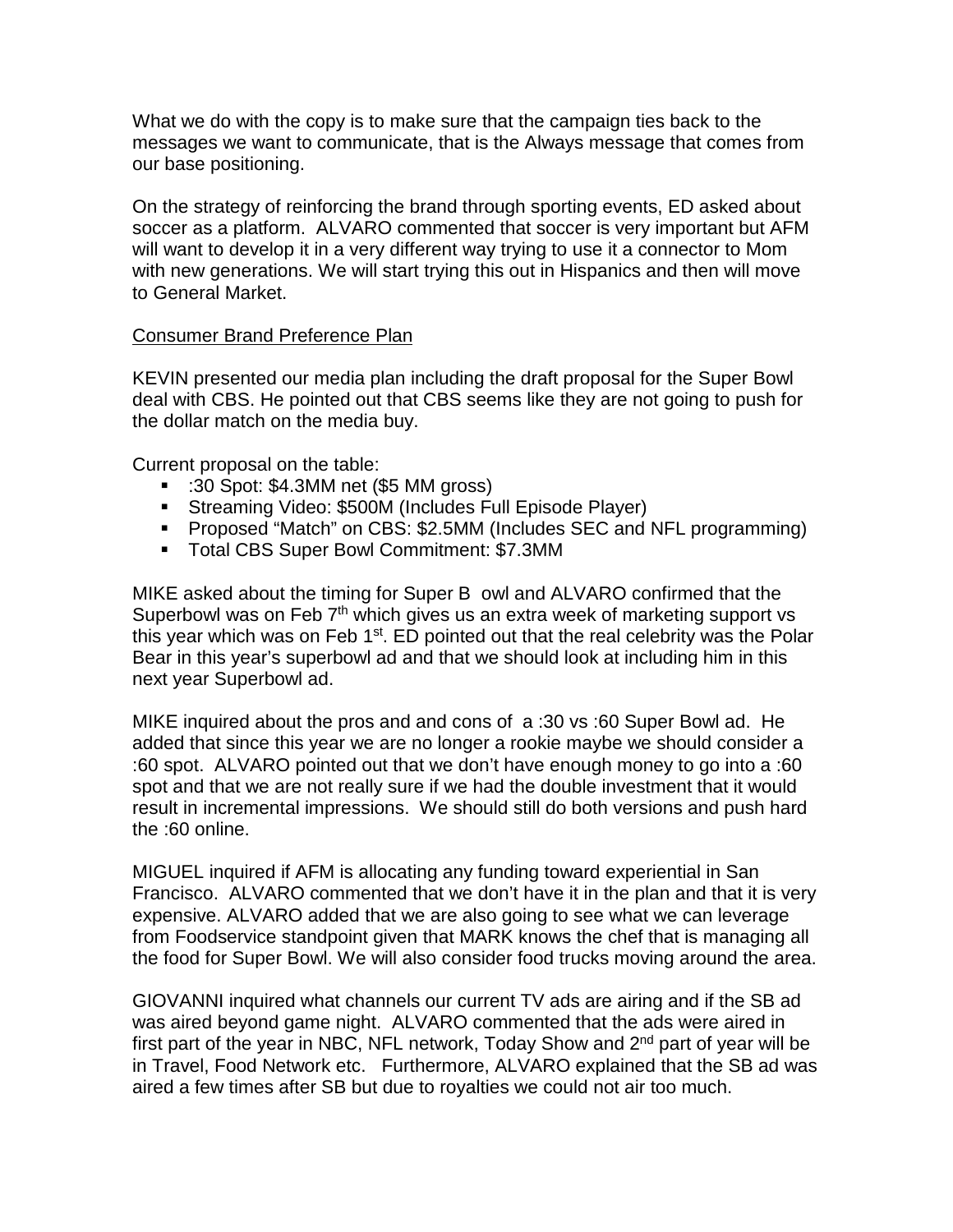What we do with the copy is to make sure that the campaign ties back to the messages we want to communicate, that is the Always message that comes from our base positioning.

On the strategy of reinforcing the brand through sporting events, ED asked about soccer as a platform. ALVARO commented that soccer is very important but AFM will want to develop it in a very different way trying to use it a connector to Mom with new generations. We will start trying this out in Hispanics and then will move to General Market.

Consumer Brand Preference Plan

KEVIN presented our media plan including the draft proposal for the Super Bowl deal with CBS. He pointed out that CBS seems like they are not going to push for the dollar match on the media buy.

Current proposal on the table:

- :30 Spot: $4.3MM net ($5 MM gross)
- Streaming Video: $500M (Includes Full Episode Player)
- Proposed "Match" on CBS: $2.5MM (Includes SEC and NFL programming)
- Total CBS Super Bowl Commitment: $7.3MM

MIKE asked about the timing for Super B owl and ALVARO confirmed that the Superbowl was on Feb 7th which gives us an extra week of marketing support vs this year which was on Feb 1st. ED pointed out that the real celebrity was the Polar Bear in this year's superbowl ad and that we should look at including him in this next year Superbowl ad.

MIKE inquired about the pros and and cons of a :30 vs :60 Super Bowl ad. He added that since this year we are no longer a rookie maybe we should consider a :60 spot. ALVARO pointed out that we don't have enough money to go into a :60 spot and that we are not really sure if we had the double investment that it would result in incremental impressions. We should still do both versions and push hard the :60 online.

MIGUEL inquired if AFM is allocating any funding toward experiential in San Francisco. ALVARO commented that we don't have it in the plan and that it is very expensive. ALVARO added that we are also going to see what we can leverage from Foodservice standpoint given that MARK knows the chef that is managing all the food for Super Bowl. We will also consider food trucks moving around the area.

GIOVANNI inquired what channels our current TV ads are airing and if the SB ad was aired beyond game night. ALVARO commented that the ads were aired in first part of the year in NBC, NFL network, Today Show and 2nd part of year will be in Travel, Food Network etc. Furthermore, ALVARO explained that the SB ad was aired a few times after SB but due to royalties we could not air too much.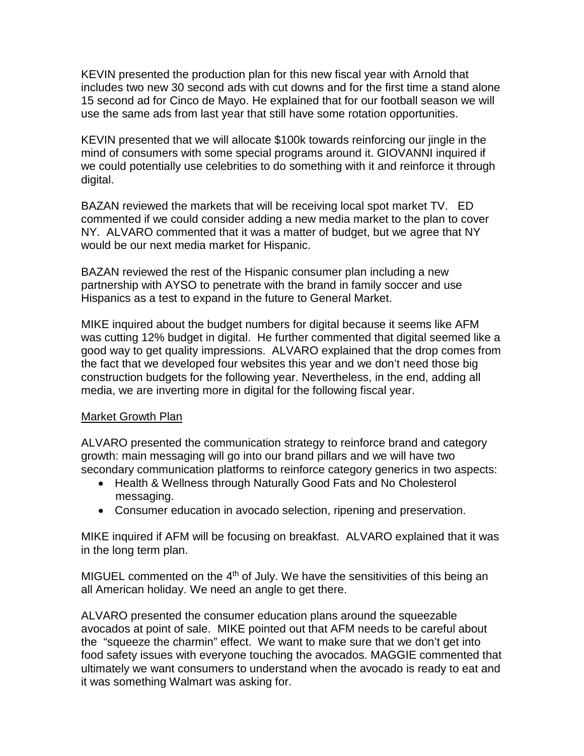KEVIN presented the production plan for this new fiscal year with Arnold that includes two new 30 second ads with cut downs and for the first time a stand alone 15 second ad for Cinco de Mayo. He explained that for our football season we will use the same ads from last year that still have some rotation opportunities.

KEVIN presented that we will allocate $100k towards reinforcing our jingle in the mind of consumers with some special programs around it. GIOVANNI inquired if we could potentially use celebrities to do something with it and reinforce it through digital.

BAZAN reviewed the markets that will be receiving local spot market TV. ED commented if we could consider adding a new media market to the plan to cover NY. ALVARO commented that it was a matter of budget, but we agree that NY would be our next media market for Hispanic.

BAZAN reviewed the rest of the Hispanic consumer plan including a new partnership with AYSO to penetrate with the brand in family soccer and use Hispanics as a test to expand in the future to General Market.

MIKE inquired about the budget numbers for digital because it seems like AFM was cutting 12% budget in digital. He further commented that digital seemed like a good way to get quality impressions. ALVARO explained that the drop comes from the fact that we developed four websites this year and we don't need those big construction budgets for the following year. Nevertheless, in the end, adding all media, we are inverting more in digital for the following fiscal year.

<u>Market Growth Plan</u>

ALVARO presented the communication strategy to reinforce brand and category growth: main messaging will go into our brand pillars and we will have two secondary communication platforms to reinforce category generics in two aspects:

- Health & Wellness through Naturally Good Fats and No Cholesterol messaging.
- Consumer education in avocado selection, ripening and preservation.

MIKE inquired if AFM will be focusing on breakfast. ALVARO explained that it was in the long term plan.

MIGUEL commented on the 4th of July. We have the sensitivities of this being an all American holiday. We need an angle to get there.

ALVARO presented the consumer education plans around the squeezable avocados at point of sale. MIKE pointed out that AFM needs to be careful about the "squeeze the charmin" effect. We want to make sure that we don't get into food safety issues with everyone touching the avocados. MAGGIE commented that ultimately we want consumers to understand when the avocado is ready to eat and it was something Walmart was asking for.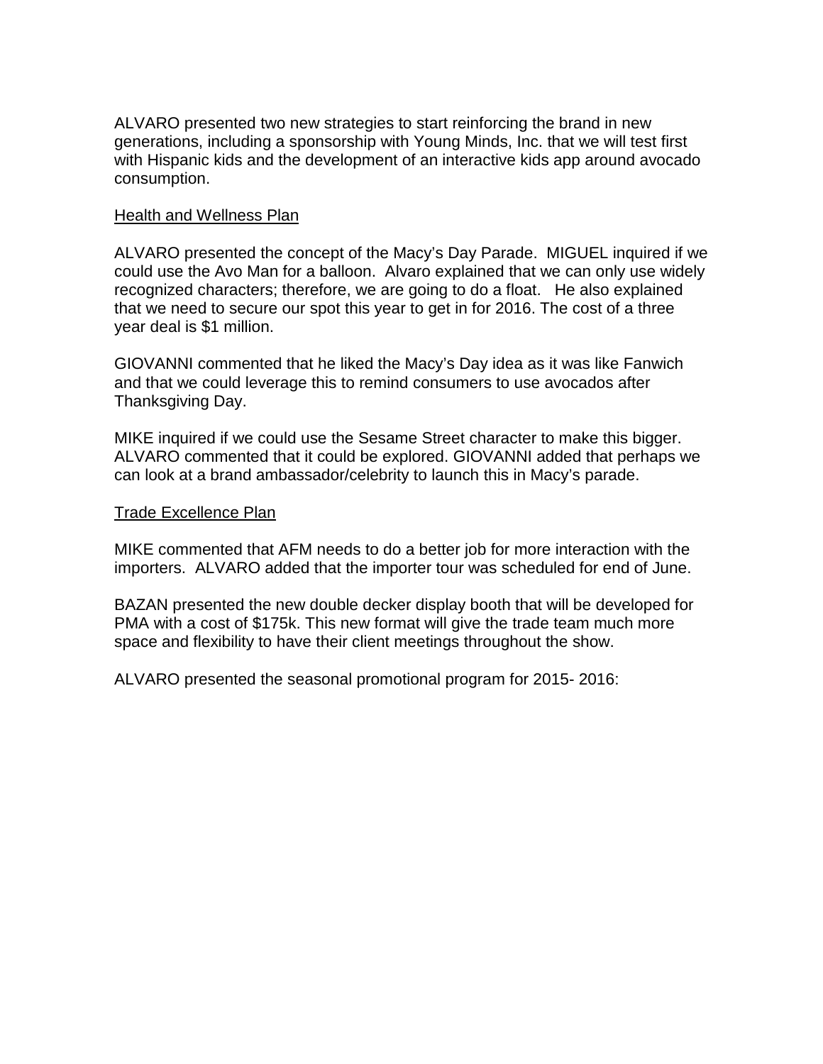ALVARO presented two new strategies to start reinforcing the brand in new generations, including a sponsorship with Young Minds, Inc. that we will test first with Hispanic kids and the development of an interactive kids app around avocado consumption.

<u>Health and Wellness Plan</u>

ALVARO presented the concept of the Macy's Day Parade. MIGUEL inquired if we could use the Avo Man for a balloon. Alvaro explained that we can only use widely recognized characters; therefore, we are going to do a float. He also explained that we need to secure our spot this year to get in for 2016. The cost of a three year deal is $1 million.

GIOVANNI commented that he liked the Macy's Day idea as it was like Fanwich and that we could leverage this to remind consumers to use avocados after Thanksgiving Day.

MIKE inquired if we could use the Sesame Street character to make this bigger. ALVARO commented that it could be explored. GIOVANNI added that perhaps we can look at a brand ambassador/celebrity to launch this in Macy's parade.

<u>Trade Excellence Plan</u>

MIKE commented that AFM needs to do a better job for more interaction with the importers. ALVARO added that the importer tour was scheduled for end of June.

BAZAN presented the new double decker display booth that will be developed for PMA with a cost of $175k. This new format will give the trade team much more space and flexibility to have their client meetings throughout the show.

ALVARO presented the seasonal promotional program for 2015- 2016: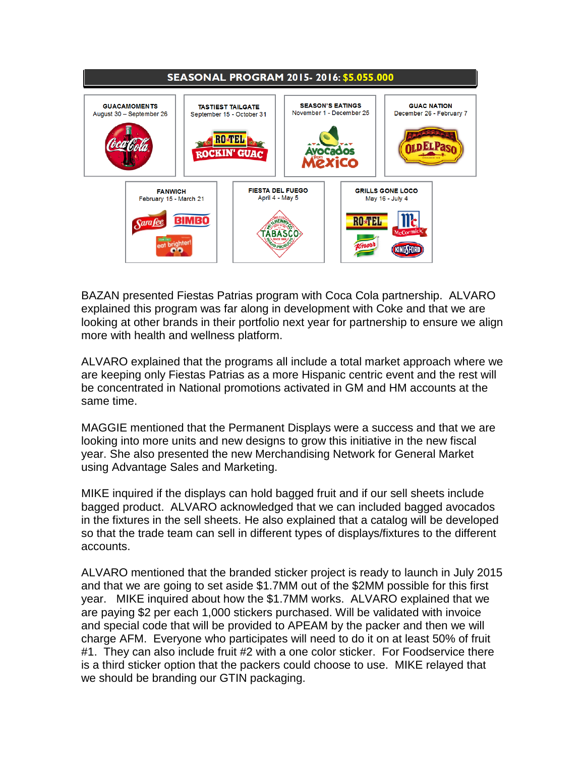**SEASONAL PROGRAM 2015- 2016: $5.055.000**

| GUACAMOMENTS | TASTIEST TAILGATE | SEASON'S EATINGS | GUAC NATION |
|---|---|---|---|
| August 30 – September 26 | September 15 - October 31 | November 1 - December 25 | December 26 - February 7 |
| Coca-Cola | RO*TEL ROCKIN' GUAC | Avocados from Mexico | Old El Paso |

| FANWICH | FIESTA DEL FUEGO | GRILLS GONE LOCO |
|---|---|---|
| February 15 - March 21 | April 4 - May 5 | May 16 - July 4 |
| Sara Lee, BIMBO, eat brighter! | Tabasco | RO*TEL, McCormick, Knorr, Kingsford |

BAZAN presented Fiestas Patrias program with Coca Cola partnership. ALVARO explained this program was far along in development with Coke and that we are looking at other brands in their portfolio next year for partnership to ensure we align more with health and wellness platform.

ALVARO explained that the programs all include a total market approach where we are keeping only Fiestas Patrias as a more Hispanic centric event and the rest will be concentrated in National promotions activated in GM and HM accounts at the same time.

MAGGIE mentioned that the Permanent Displays were a success and that we are looking into more units and new designs to grow this initiative in the new fiscal year. She also presented the new Merchandising Network for General Market using Advantage Sales and Marketing.

MIKE inquired if the displays can hold bagged fruit and if our sell sheets include bagged product. ALVARO acknowledged that we can included bagged avocados in the fixtures in the sell sheets. He also explained that a catalog will be developed so that the trade team can sell in different types of displays/fixtures to the different accounts.

ALVARO mentioned that the branded sticker project is ready to launch in July 2015 and that we are going to set aside $1.7MM out of the $2MM possible for this first year. MIKE inquired about how the $1.7MM works. ALVARO explained that we are paying $2 per each 1,000 stickers purchased. Will be validated with invoice and special code that will be provided to APEAM by the packer and then we will charge AFM. Everyone who participates will need to do it on at least 50% of fruit #1. They can also include fruit #2 with a one color sticker. For Foodservice there is a third sticker option that the packers could choose to use. MIKE relayed that we should be branding our GTIN packaging.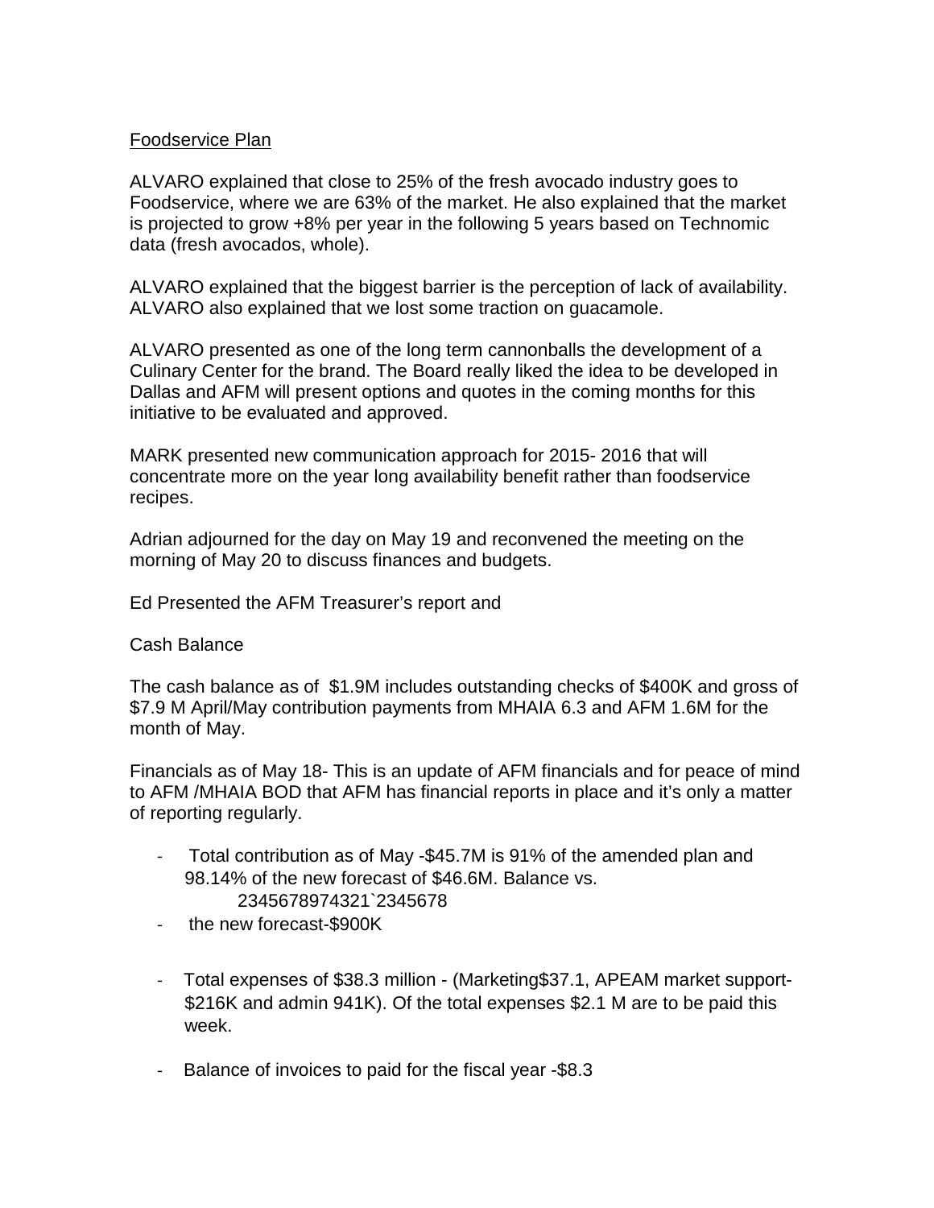<u>Foodservice Plan</u>

ALVARO explained that close to 25% of the fresh avocado industry goes to Foodservice, where we are 63% of the market. He also explained that the market is projected to grow +8% per year in the following 5 years based on Technomic data (fresh avocados, whole).

ALVARO explained that the biggest barrier is the perception of lack of availability. ALVARO also explained that we lost some traction on guacamole.

ALVARO presented as one of the long term cannonballs the development of a Culinary Center for the brand. The Board really liked the idea to be developed in Dallas and AFM will present options and quotes in the coming months for this initiative to be evaluated and approved.

MARK presented new communication approach for 2015- 2016 that will concentrate more on the year long availability benefit rather than foodservice recipes.

Adrian adjourned for the day on May 19 and reconvened the meeting on the morning of May 20 to discuss finances and budgets.

Ed Presented the AFM Treasurer's report and

Cash Balance

The cash balance as of  $1.9M includes outstanding checks of $400K and gross of $7.9 M April/May contribution payments from MHAIA 6.3 and AFM 1.6M for the month of May.

Financials as of May 18- This is an update of AFM financials and for peace of mind to AFM /MHAIA BOD that AFM has financial reports in place and it's only a matter of reporting regularly.

- Total contribution as of May -$45.7M is 91% of the amended plan and 98.14% of the new forecast of $46.6M. Balance vs.
  2345678974321`2345678
- the new forecast-$900K

- Total expenses of $38.3 million - (Marketing$37.1, APEAM market support-$216K and admin 941K). Of the total expenses $2.1 M are to be paid this week.

- Balance of invoices to paid for the fiscal year -$8.3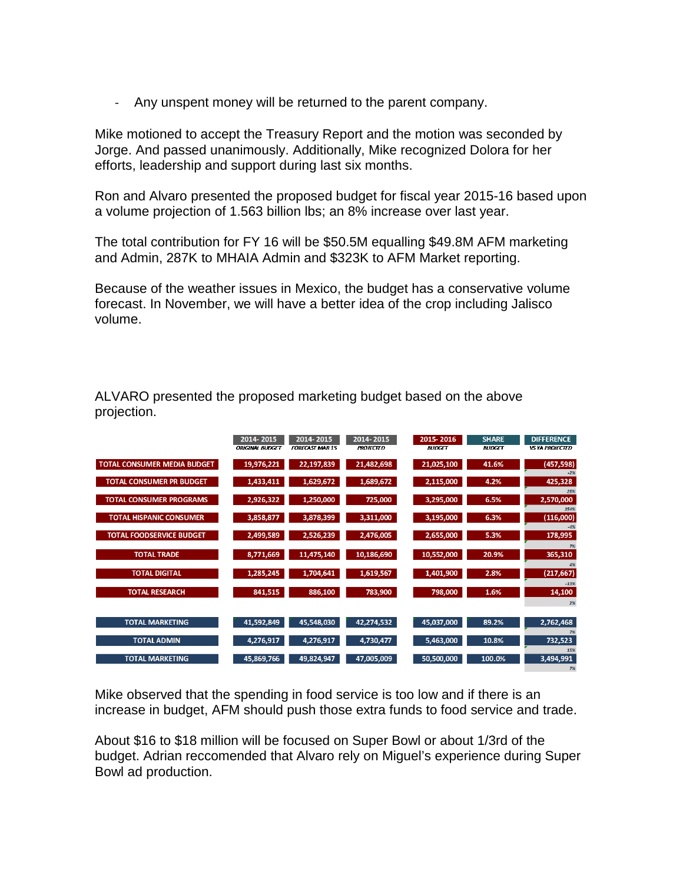- Any unspent money will be returned to the parent company.

Mike motioned to accept the Treasury Report and the motion was seconded by Jorge. And passed unanimously. Additionally, Mike recognized Dolora for her efforts, leadership and support during last six months.

Ron and Alvaro presented the proposed budget for fiscal year 2015-16 based upon a volume projection of 1.563 billion lbs; an 8% increase over last year.

The total contribution for FY 16 will be $50.5M equalling $49.8M AFM marketing and Admin, 287K to MHAIA Admin and $323K to AFM Market reporting.

Because of the weather issues in Mexico, the budget has a conservative volume forecast. In November, we will have a better idea of the crop including Jalisco volume.

ALVARO presented the proposed marketing budget based on the above projection.

| | 2014- 2015 ORIGINAL BUDGET | 2014- 2015 FORECAST MAR 15 | 2014- 2015 PROJECTED | 2015- 2016 BUDGET | SHARE BUDGET | DIFFERENCE VS YA PROJECTED |
|---|---|---|---|---|---|---|
| TOTAL CONSUMER MEDIA BUDGET | 19,976,221 | 22,197,839 | 21,482,698 | 21,025,100 | 41.6% | (457,598) -2% |
| TOTAL CONSUMER PR BUDGET | 1,433,411 | 1,629,672 | 1,689,672 | 2,115,000 | 4.2% | 425,328 25% |
| TOTAL CONSUMER PROGRAMS | 2,926,322 | 1,250,000 | 725,000 | 3,295,000 | 6.5% | 2,570,000 354% |
| TOTAL HISPANIC CONSUMER | 3,858,877 | 3,878,399 | 3,311,000 | 3,195,000 | 6.3% | (116,000) -4% |
| TOTAL FOODSERVICE BUDGET | 2,499,589 | 2,526,239 | 2,476,005 | 2,655,000 | 5.3% | 178,995 7% |
| TOTAL TRADE | 8,771,669 | 11,475,140 | 10,186,690 | 10,552,000 | 20.9% | 365,310 4% |
| TOTAL DIGITAL | 1,285,245 | 1,704,641 | 1,619,567 | 1,401,900 | 2.8% | (217,667) -13% |
| TOTAL RESEARCH | 841,515 | 886,100 | 783,900 | 798,000 | 1.6% | 14,100 2% |
| TOTAL MARKETING | 41,592,849 | 45,548,030 | 42,274,532 | 45,037,000 | 89.2% | 2,762,468 7% |
| TOTAL ADMIN | 4,276,917 | 4,276,917 | 4,730,477 | 5,463,000 | 10.8% | 732,523 15% |
| TOTAL MARKETING | 45,869,766 | 49,824,947 | 47,005,009 | 50,500,000 | 100.0% | 3,494,991 7% |

Mike observed that the spending in food service is too low and if there is an increase in budget, AFM should push those extra funds to food service and trade.

About $16 to $18 million will be focused on Super Bowl or about 1/3rd of the budget. Adrian reccomended that Alvaro rely on Miguel's experience during Super Bowl ad production.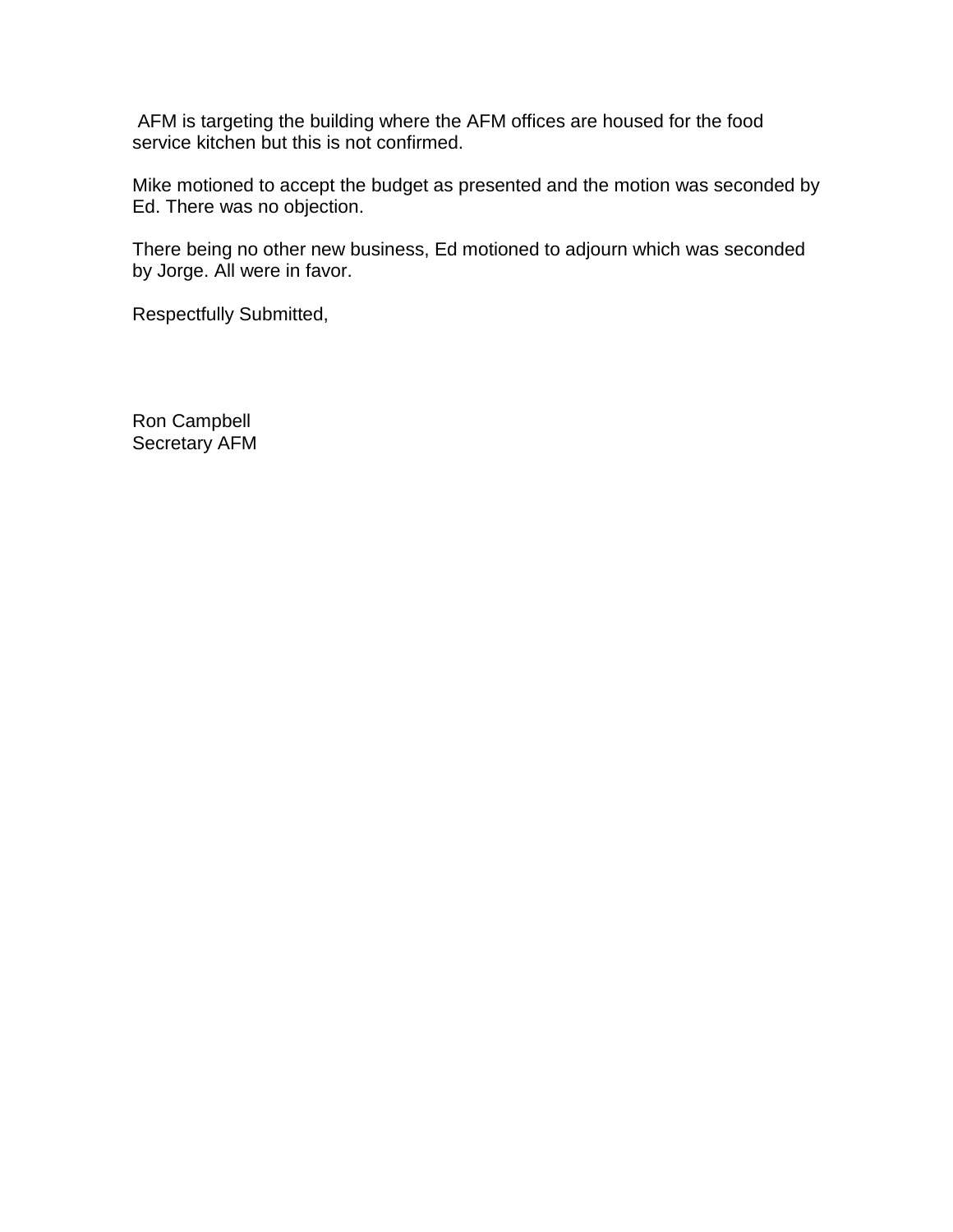AFM is targeting the building where the AFM offices are housed for the food service kitchen but this is not confirmed.

Mike motioned to accept the budget as presented and the motion was seconded by Ed. There was no objection.

There being no other new business, Ed motioned to adjourn which was seconded by Jorge. All were in favor.

Respectfully Submitted,

Ron Campbell  
Secretary AFM